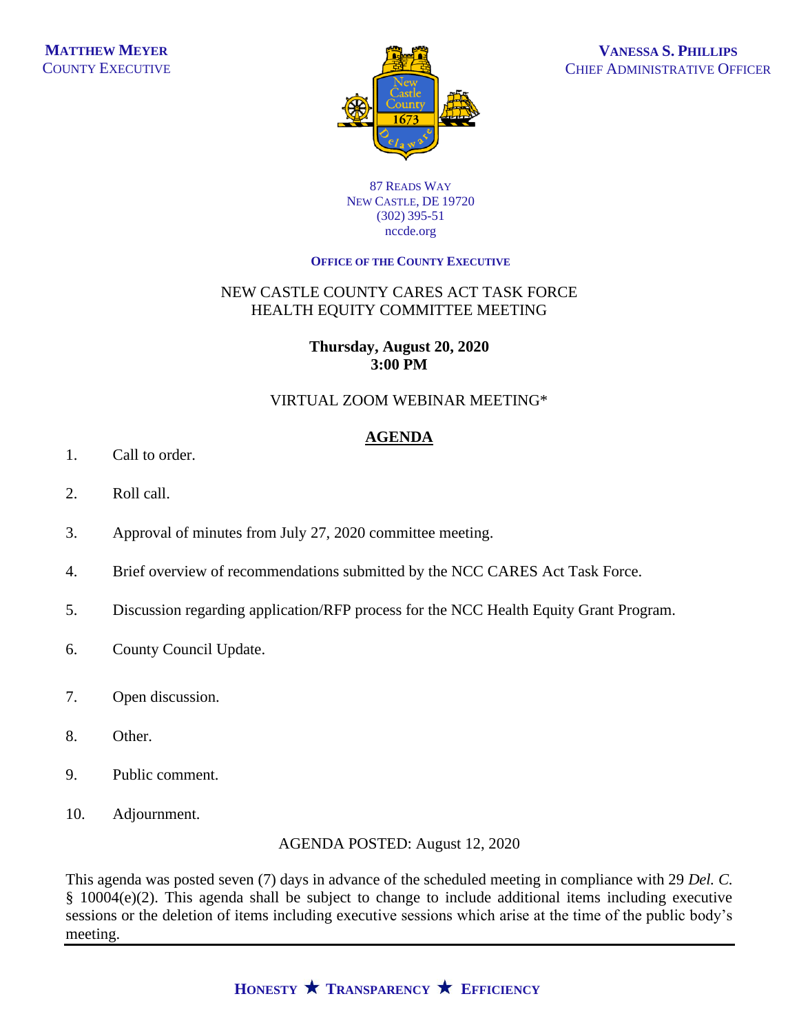**MATTHEW MEYER**
COUNTY EXECUTIVE

**VANESSA S. PHILLIPS**
CHIEF ADMINISTRATIVE OFFICER

87 READS WAY
NEW CASTLE, DE 19720
(302) 395-51
nccde.org

**OFFICE OF THE COUNTY EXECUTIVE**

NEW CASTLE COUNTY CARES ACT TASK FORCE
HEALTH EQUITY COMMITTEE MEETING

**Thursday, August 20, 2020**
**3:00 PM**

VIRTUAL ZOOM WEBINAR MEETING*

## AGENDA

1. Call to order.

2. Roll call.

3. Approval of minutes from July 27, 2020 committee meeting.

4. Brief overview of recommendations submitted by the NCC CARES Act Task Force.

5. Discussion regarding application/RFP process for the NCC Health Equity Grant Program.

6. County Council Update.

7. Open discussion.

8. Other.

9. Public comment.

10. Adjournment.

AGENDA POSTED: August 12, 2020

This agenda was posted seven (7) days in advance of the scheduled meeting in compliance with 29 *Del. C.* § 10004(e)(2). This agenda shall be subject to change to include additional items including executive sessions or the deletion of items including executive sessions which arise at the time of the public body's meeting.

**HONESTY ★ TRANSPARENCY ★ EFFICIENCY**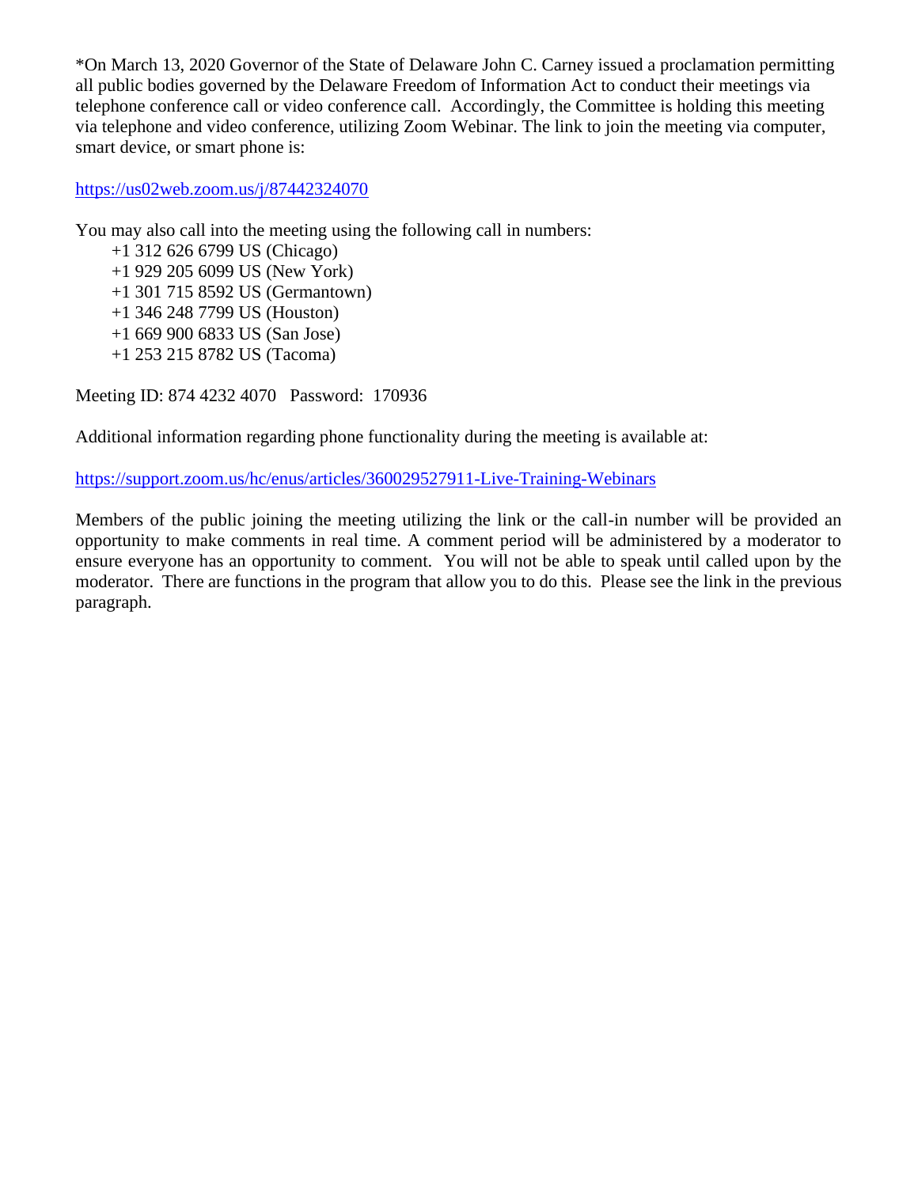*On March 13, 2020 Governor of the State of Delaware John C. Carney issued a proclamation permitting all public bodies governed by the Delaware Freedom of Information Act to conduct their meetings via telephone conference call or video conference call. Accordingly, the Committee is holding this meeting via telephone and video conference, utilizing Zoom Webinar. The link to join the meeting via computer, smart device, or smart phone is:

https://us02web.zoom.us/j/87442324070

You may also call into the meeting using the following call in numbers:

+1 312 626 6799 US (Chicago)
+1 929 205 6099 US (New York)
+1 301 715 8592 US (Germantown)
+1 346 248 7799 US (Houston)
+1 669 900 6833 US (San Jose)
+1 253 215 8782 US (Tacoma)

Meeting ID: 874 4232 4070 Password: 170936

Additional information regarding phone functionality during the meeting is available at:

https://support.zoom.us/hc/enus/articles/360029527911-Live-Training-Webinars

Members of the public joining the meeting utilizing the link or the call-in number will be provided an opportunity to make comments in real time. A comment period will be administered by a moderator to ensure everyone has an opportunity to comment. You will not be able to speak until called upon by the moderator. There are functions in the program that allow you to do this. Please see the link in the previous paragraph.